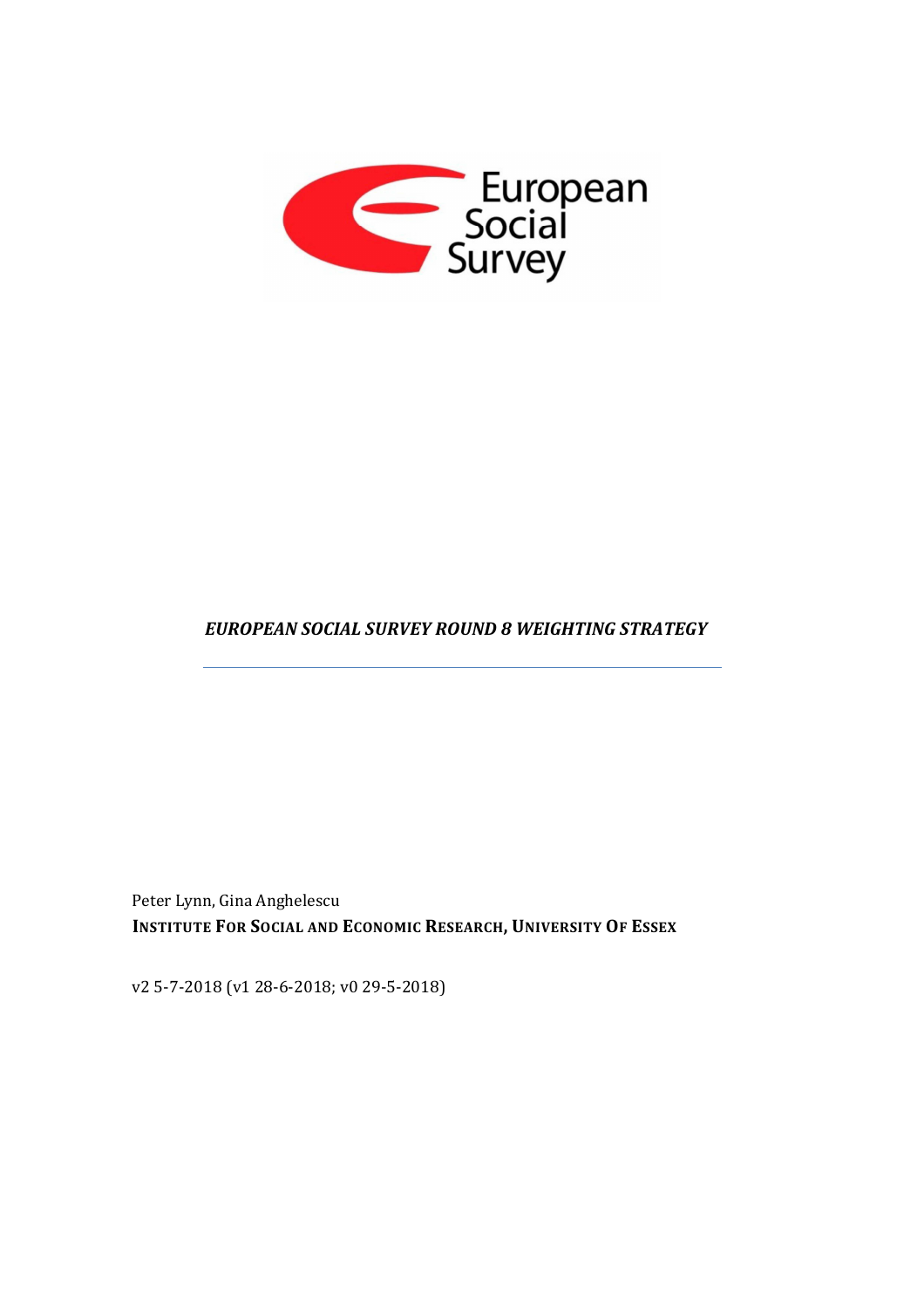European Social Survey

# *EUROPEAN SOCIAL SURVEY ROUND 8 WEIGHTING STRATEGY*

---

Peter Lynn, Gina Anghelescu

**INSTITUTE FOR SOCIAL AND ECONOMIC RESEARCH, UNIVERSITY OF ESSEX**

v2 5-7-2018 (v1 28-6-2018; v0 29-5-2018)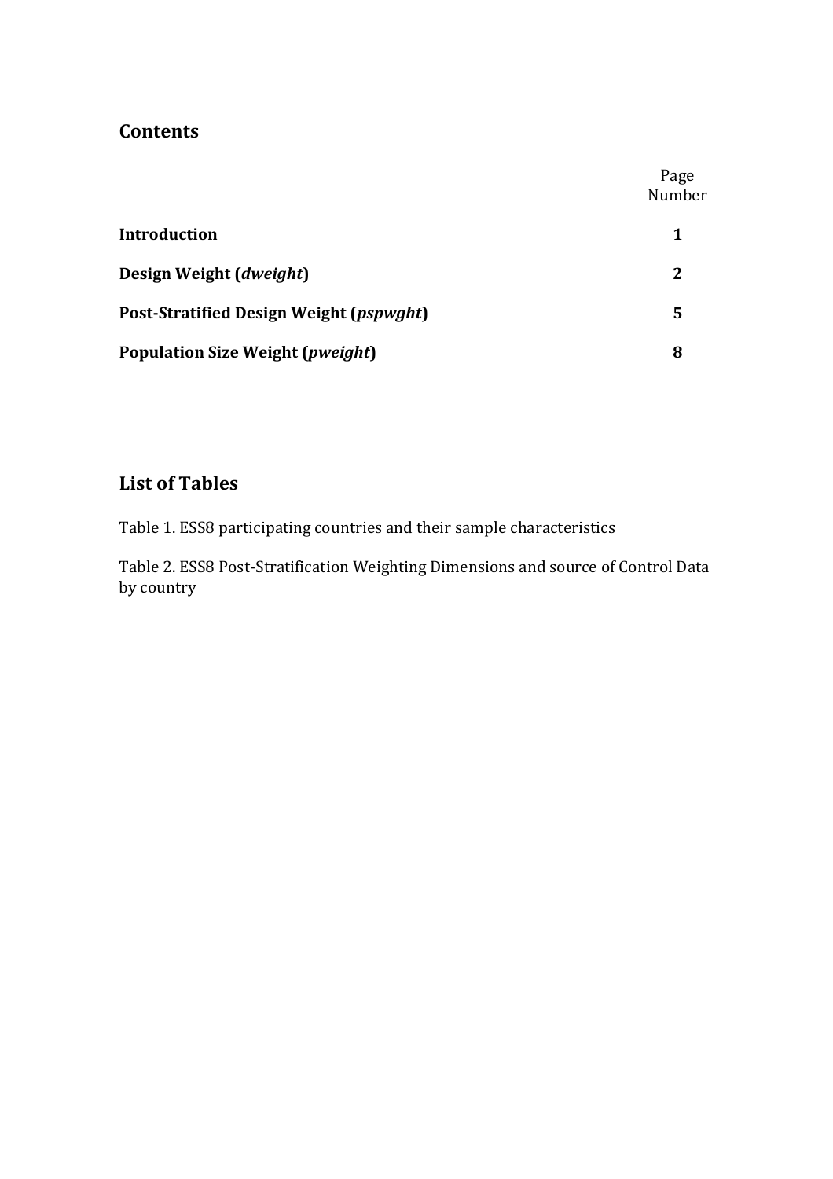## Contents

| | Page Number |
|---|---|
| **Introduction** | **1** |
| **Design Weight (*dweight*)** | **2** |
| **Post-Stratified Design Weight (*pspwght*)** | **5** |
| **Population Size Weight (*pweight*)** | **8** |

## List of Tables

Table 1. ESS8 participating countries and their sample characteristics

Table 2. ESS8 Post-Stratification Weighting Dimensions and source of Control Data by country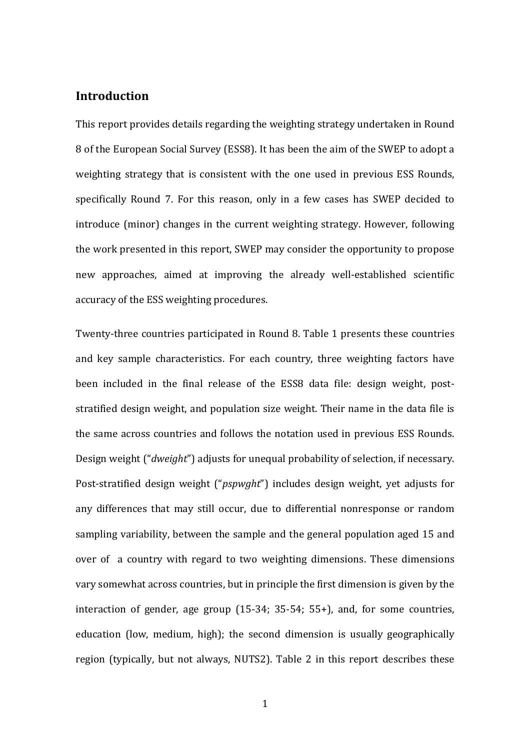## Introduction

This report provides details regarding the weighting strategy undertaken in Round 8 of the European Social Survey (ESS8). It has been the aim of the SWEP to adopt a weighting strategy that is consistent with the one used in previous ESS Rounds, specifically Round 7. For this reason, only in a few cases has SWEP decided to introduce (minor) changes in the current weighting strategy. However, following the work presented in this report, SWEP may consider the opportunity to propose new approaches, aimed at improving the already well-established scientific accuracy of the ESS weighting procedures.

Twenty-three countries participated in Round 8. Table 1 presents these countries and key sample characteristics. For each country, three weighting factors have been included in the final release of the ESS8 data file: design weight, post-stratified design weight, and population size weight. Their name in the data file is the same across countries and follows the notation used in previous ESS Rounds. Design weight ("*dweight*") adjusts for unequal probability of selection, if necessary. Post-stratified design weight ("*pspwght*") includes design weight, yet adjusts for any differences that may still occur, due to differential nonresponse or random sampling variability, between the sample and the general population aged 15 and over of a country with regard to two weighting dimensions. These dimensions vary somewhat across countries, but in principle the first dimension is given by the interaction of gender, age group (15-34; 35-54; 55+), and, for some countries, education (low, medium, high); the second dimension is usually geographically region (typically, but not always, NUTS2). Table 2 in this report describes these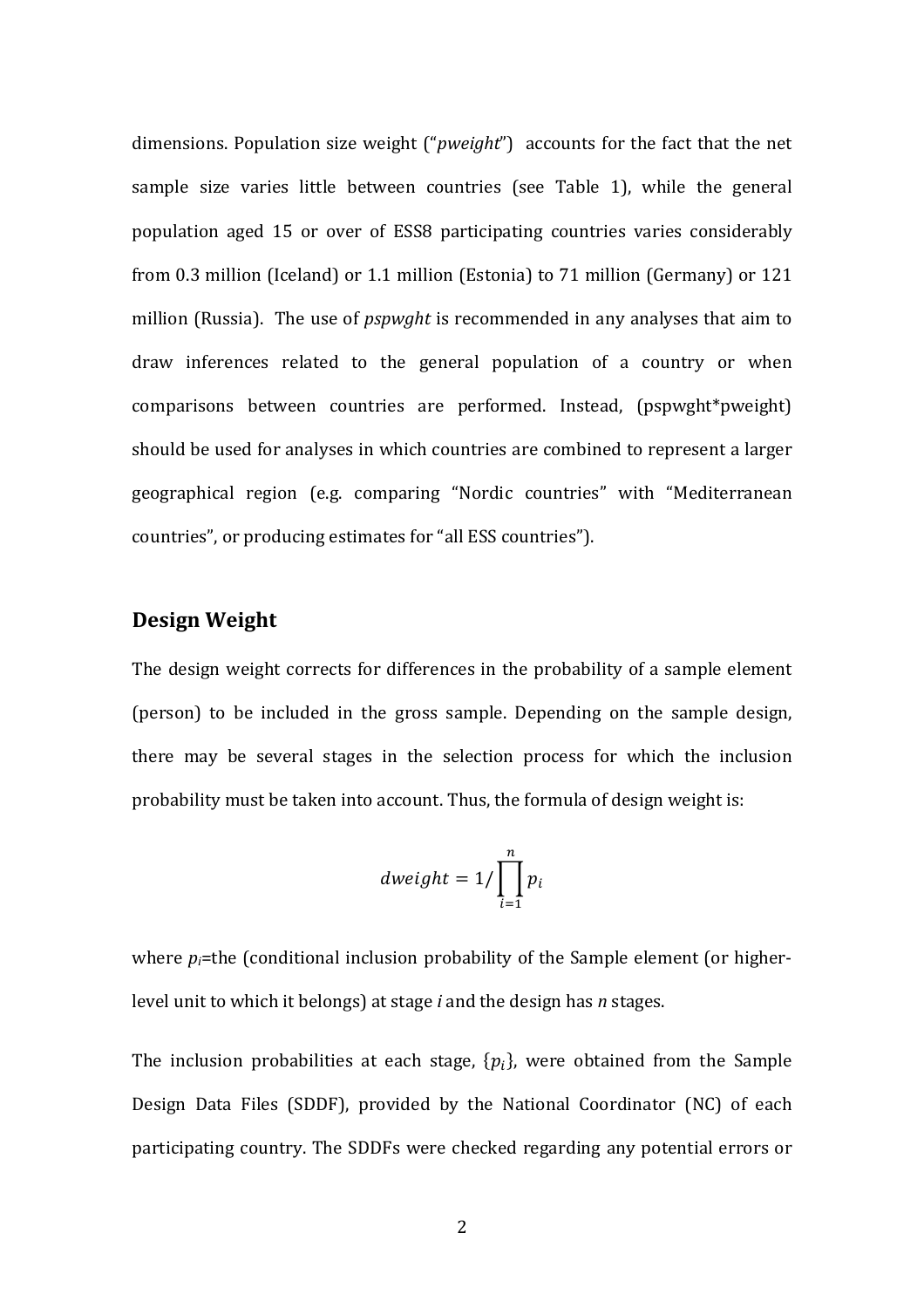dimensions. Population size weight ("*pweight*") accounts for the fact that the net sample size varies little between countries (see Table 1), while the general population aged 15 or over of ESS8 participating countries varies considerably from 0.3 million (Iceland) or 1.1 million (Estonia) to 71 million (Germany) or 121 million (Russia). The use of *pspwght* is recommended in any analyses that aim to draw inferences related to the general population of a country or when comparisons between countries are performed. Instead, (pspwght*pweight) should be used for analyses in which countries are combined to represent a larger geographical region (e.g. comparing "Nordic countries" with "Mediterranean countries", or producing estimates for "all ESS countries").

## Design Weight

The design weight corrects for differences in the probability of a sample element (person) to be included in the gross sample. Depending on the sample design, there may be several stages in the selection process for which the inclusion probability must be taken into account. Thus, the formula of design weight is:

$$dweight = 1/\prod_{i=1}^{n} p_i$$

where $p_i$=the (conditional inclusion probability of the Sample element (or higher-level unit to which it belongs) at stage *i* and the design has *n* stages.

The inclusion probabilities at each stage, $\{p_i\}$, were obtained from the Sample Design Data Files (SDDF), provided by the National Coordinator (NC) of each participating country. The SDDFs were checked regarding any potential errors or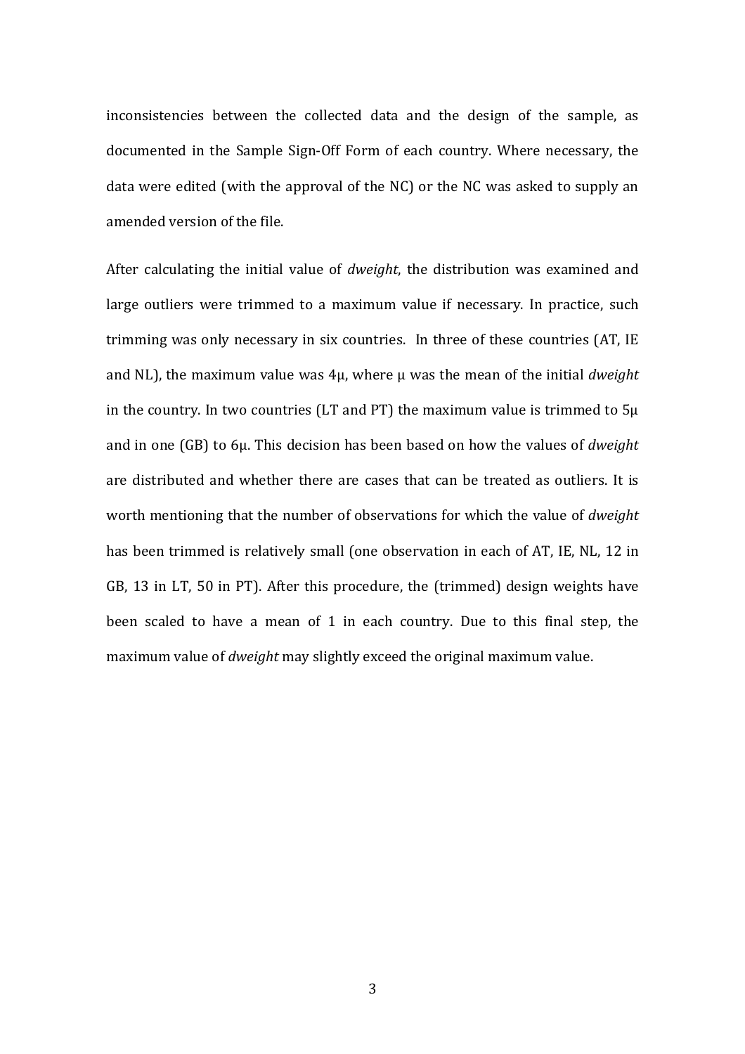inconsistencies between the collected data and the design of the sample, as documented in the Sample Sign-Off Form of each country. Where necessary, the data were edited (with the approval of the NC) or the NC was asked to supply an amended version of the file.

After calculating the initial value of *dweight*, the distribution was examined and large outliers were trimmed to a maximum value if necessary. In practice, such trimming was only necessary in six countries. In three of these countries (AT, IE and NL), the maximum value was $4\mu$, where $\mu$ was the mean of the initial *dweight* in the country. In two countries (LT and PT) the maximum value is trimmed to $5\mu$ and in one (GB) to $6\mu$. This decision has been based on how the values of *dweight* are distributed and whether there are cases that can be treated as outliers. It is worth mentioning that the number of observations for which the value of *dweight* has been trimmed is relatively small (one observation in each of AT, IE, NL, 12 in GB, 13 in LT, 50 in PT). After this procedure, the (trimmed) design weights have been scaled to have a mean of 1 in each country. Due to this final step, the maximum value of *dweight* may slightly exceed the original maximum value.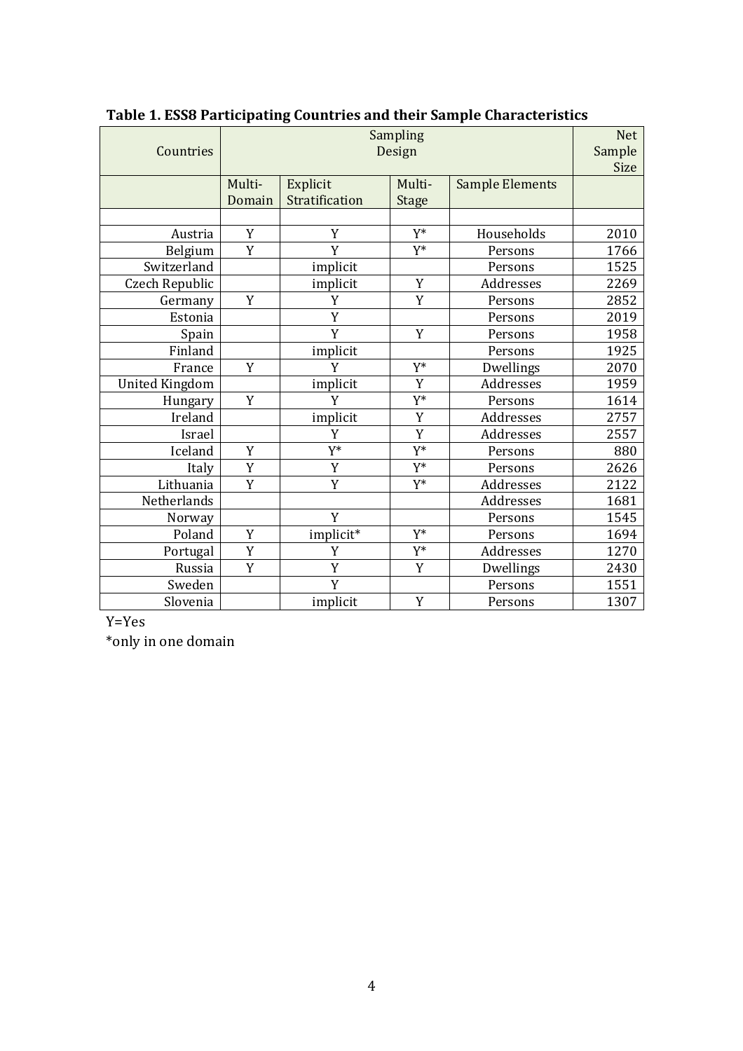**Table 1. ESS8 Participating Countries and their Sample Characteristics**

| Countries | Sampling Design | | | | Net Sample Size |
|---|---|---|---|---|---|
| | Multi-Domain | Explicit Stratification | Multi-Stage | Sample Elements | |
| | | | | | |
| Austria | Y | Y | Y* | Households | 2010 |
| Belgium | Y | Y | Y* | Persons | 1766 |
| Switzerland | | implicit | | Persons | 1525 |
| Czech Republic | | implicit | Y | Addresses | 2269 |
| Germany | Y | Y | Y | Persons | 2852 |
| Estonia | | Y | | Persons | 2019 |
| Spain | | Y | Y | Persons | 1958 |
| Finland | | implicit | | Persons | 1925 |
| France | Y | Y | Y* | Dwellings | 2070 |
| United Kingdom | | implicit | Y | Addresses | 1959 |
| Hungary | Y | Y | Y* | Persons | 1614 |
| Ireland | | implicit | Y | Addresses | 2757 |
| Israel | | Y | Y | Addresses | 2557 |
| Iceland | Y | Y* | Y* | Persons | 880 |
| Italy | Y | Y | Y* | Persons | 2626 |
| Lithuania | Y | Y | Y* | Addresses | 2122 |
| Netherlands | | | | Addresses | 1681 |
| Norway | | Y | | Persons | 1545 |
| Poland | Y | implicit* | Y* | Persons | 1694 |
| Portugal | Y | Y | Y* | Addresses | 1270 |
| Russia | Y | Y | Y | Dwellings | 2430 |
| Sweden | | Y | | Persons | 1551 |
| Slovenia | | implicit | Y | Persons | 1307 |

Y=Yes

*only in one domain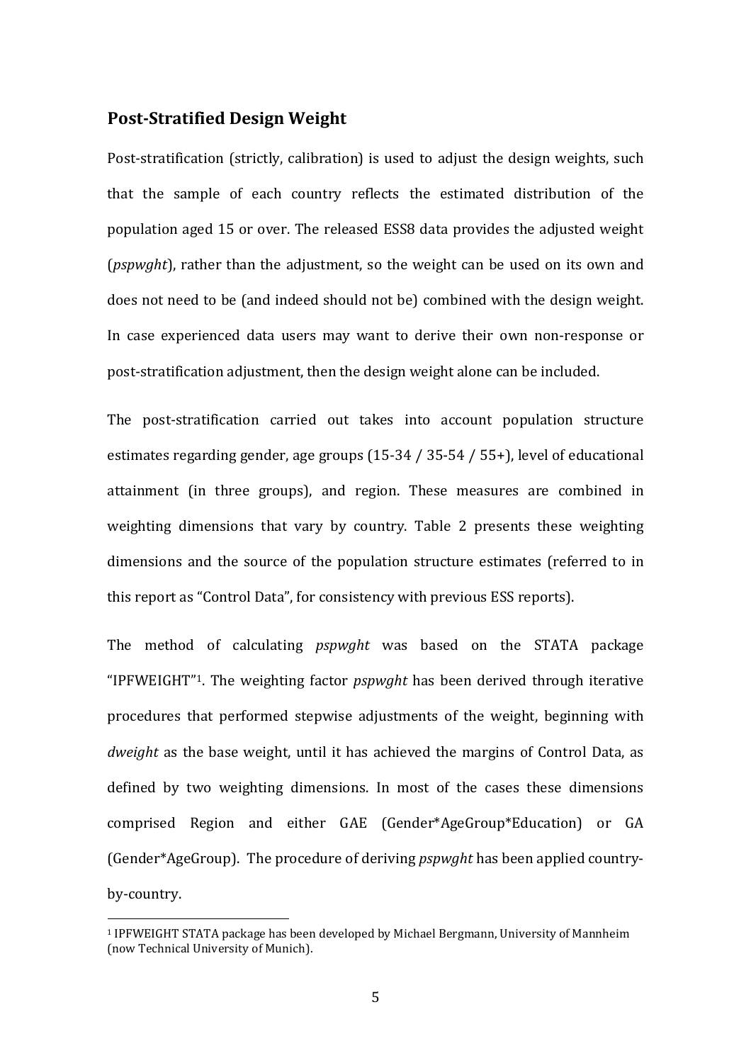## Post-Stratified Design Weight

Post-stratification (strictly, calibration) is used to adjust the design weights, such that the sample of each country reflects the estimated distribution of the population aged 15 or over. The released ESS8 data provides the adjusted weight (*pspwght*), rather than the adjustment, so the weight can be used on its own and does not need to be (and indeed should not be) combined with the design weight. In case experienced data users may want to derive their own non-response or post-stratification adjustment, then the design weight alone can be included.

The post-stratification carried out takes into account population structure estimates regarding gender, age groups (15-34 / 35-54 / 55+), level of educational attainment (in three groups), and region. These measures are combined in weighting dimensions that vary by country. Table 2 presents these weighting dimensions and the source of the population structure estimates (referred to in this report as "Control Data", for consistency with previous ESS reports).

The method of calculating *pspwght* was based on the STATA package "IPFWEIGHT"[1]. The weighting factor *pspwght* has been derived through iterative procedures that performed stepwise adjustments of the weight, beginning with *dweight* as the base weight, until it has achieved the margins of Control Data, as defined by two weighting dimensions. In most of the cases these dimensions comprised Region and either GAE (Gender*AgeGroup*Education) or GA (Gender*AgeGroup). The procedure of deriving *pspwght* has been applied country-by-country.

[1] IPFWEIGHT STATA package has been developed by Michael Bergmann, University of Mannheim (now Technical University of Munich).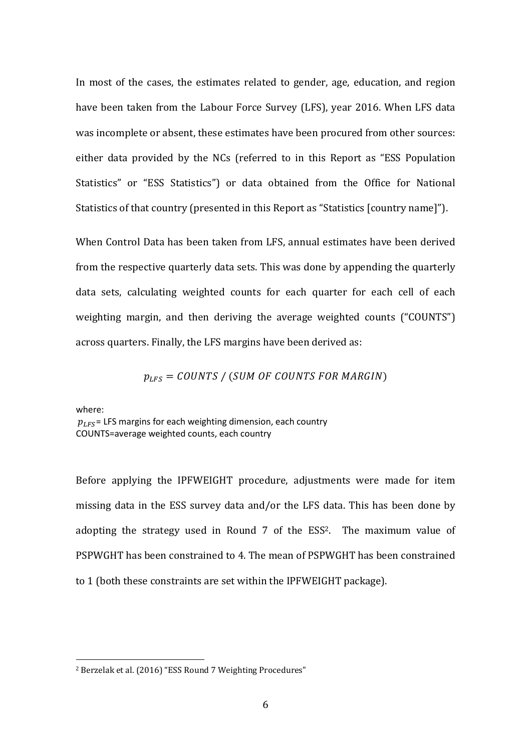In most of the cases, the estimates related to gender, age, education, and region have been taken from the Labour Force Survey (LFS), year 2016. When LFS data was incomplete or absent, these estimates have been procured from other sources: either data provided by the NCs (referred to in this Report as "ESS Population Statistics" or "ESS Statistics") or data obtained from the Office for National Statistics of that country (presented in this Report as "Statistics [country name]").

When Control Data has been taken from LFS, annual estimates have been derived from the respective quarterly data sets. This was done by appending the quarterly data sets, calculating weighted counts for each quarter for each cell of each weighting margin, and then deriving the average weighted counts ("COUNTS") across quarters. Finally, the LFS margins have been derived as:

$$p_{LFS} = COUNTS\ /\ (SUM\ OF\ COUNTS\ FOR\ MARGIN)$$

where:
$p_{LFS}$= LFS margins for each weighting dimension, each country
COUNTS=average weighted counts, each country

Before applying the IPFWEIGHT procedure, adjustments were made for item missing data in the ESS survey data and/or the LFS data. This has been done by adopting the strategy used in Round 7 of the ESS[2]. The maximum value of PSPWGHT has been constrained to 4. The mean of PSPWGHT has been constrained to 1 (both these constraints are set within the IPFWEIGHT package).

[2] Berzelak et al. (2016) "ESS Round 7 Weighting Procedures"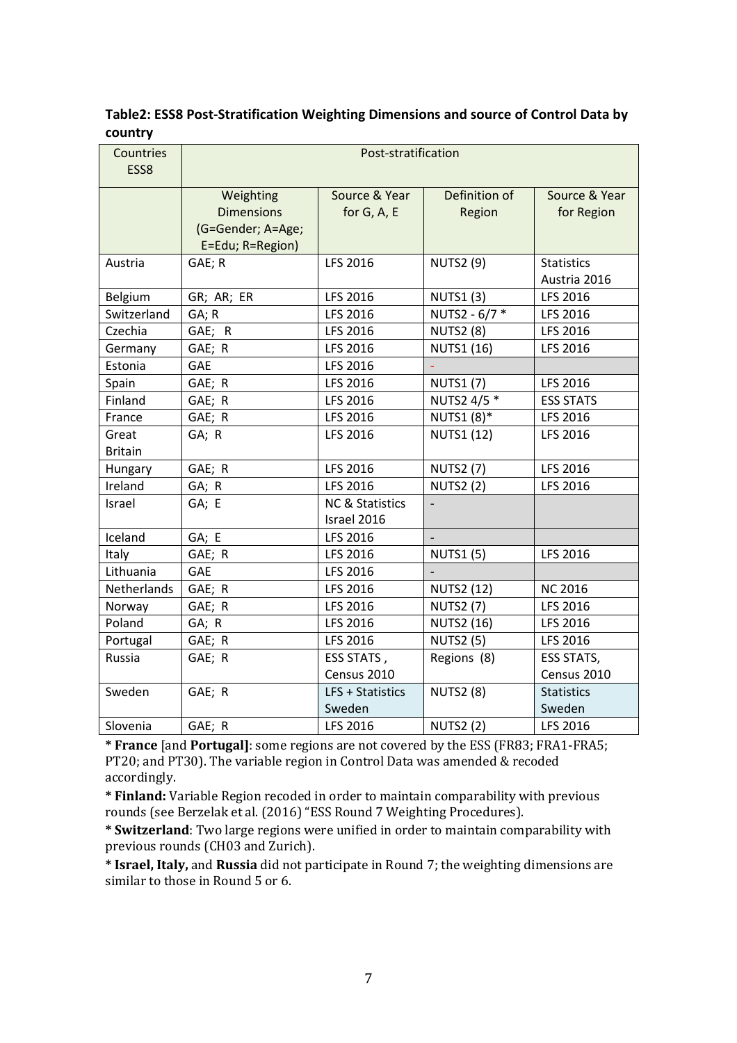**Table2: ESS8 Post-Stratification Weighting Dimensions and source of Control Data by country**

| Countries ESS8 | Post-stratification | | | |
|---|---|---|---|---|
| | Weighting Dimensions (G=Gender; A=Age; E=Edu; R=Region) | Source & Year for G, A, E | Definition of Region | Source & Year for Region |
| Austria | GAE; R | LFS 2016 | NUTS2 (9) | Statistics Austria 2016 |
| Belgium | GR; AR; ER | LFS 2016 | NUTS1 (3) | LFS 2016 |
| Switzerland | GA; R | LFS 2016 | NUTS2 - 6/7 * | LFS 2016 |
| Czechia | GAE; R | LFS 2016 | NUTS2 (8) | LFS 2016 |
| Germany | GAE; R | LFS 2016 | NUTS1 (16) | LFS 2016 |
| Estonia | GAE | LFS 2016 | - | |
| Spain | GAE; R | LFS 2016 | NUTS1 (7) | LFS 2016 |
| Finland | GAE; R | LFS 2016 | NUTS2 4/5 * | ESS STATS |
| France | GAE; R | LFS 2016 | NUTS1 (8)* | LFS 2016 |
| Great Britain | GA; R | LFS 2016 | NUTS1 (12) | LFS 2016 |
| Hungary | GAE; R | LFS 2016 | NUTS2 (7) | LFS 2016 |
| Ireland | GA; R | LFS 2016 | NUTS2 (2) | LFS 2016 |
| Israel | GA; E | NC & Statistics Israel 2016 | - | |
| Iceland | GA; E | LFS 2016 | - | |
| Italy | GAE; R | LFS 2016 | NUTS1 (5) | LFS 2016 |
| Lithuania | GAE | LFS 2016 | - | |
| Netherlands | GAE; R | LFS 2016 | NUTS2 (12) | NC 2016 |
| Norway | GAE; R | LFS 2016 | NUTS2 (7) | LFS 2016 |
| Poland | GA; R | LFS 2016 | NUTS2 (16) | LFS 2016 |
| Portugal | GAE; R | LFS 2016 | NUTS2 (5) | LFS 2016 |
| Russia | GAE; R | ESS STATS , Census 2010 | Regions (8) | ESS STATS, Census 2010 |
| Sweden | GAE; R | LFS + Statistics Sweden | NUTS2 (8) | Statistics Sweden |
| Slovenia | GAE; R | LFS 2016 | NUTS2 (2) | LFS 2016 |

* **France** [and **Portugal]**: some regions are not covered by the ESS (FR83; FRA1-FRA5; PT20; and PT30). The variable region in Control Data was amended & recoded accordingly.

* **Finland:** Variable Region recoded in order to maintain comparability with previous rounds (see Berzelak et al. (2016) "ESS Round 7 Weighting Procedures).

* **Switzerland**: Two large regions were unified in order to maintain comparability with previous rounds (CH03 and Zurich).

* **Israel, Italy,** and **Russia** did not participate in Round 7; the weighting dimensions are similar to those in Round 5 or 6.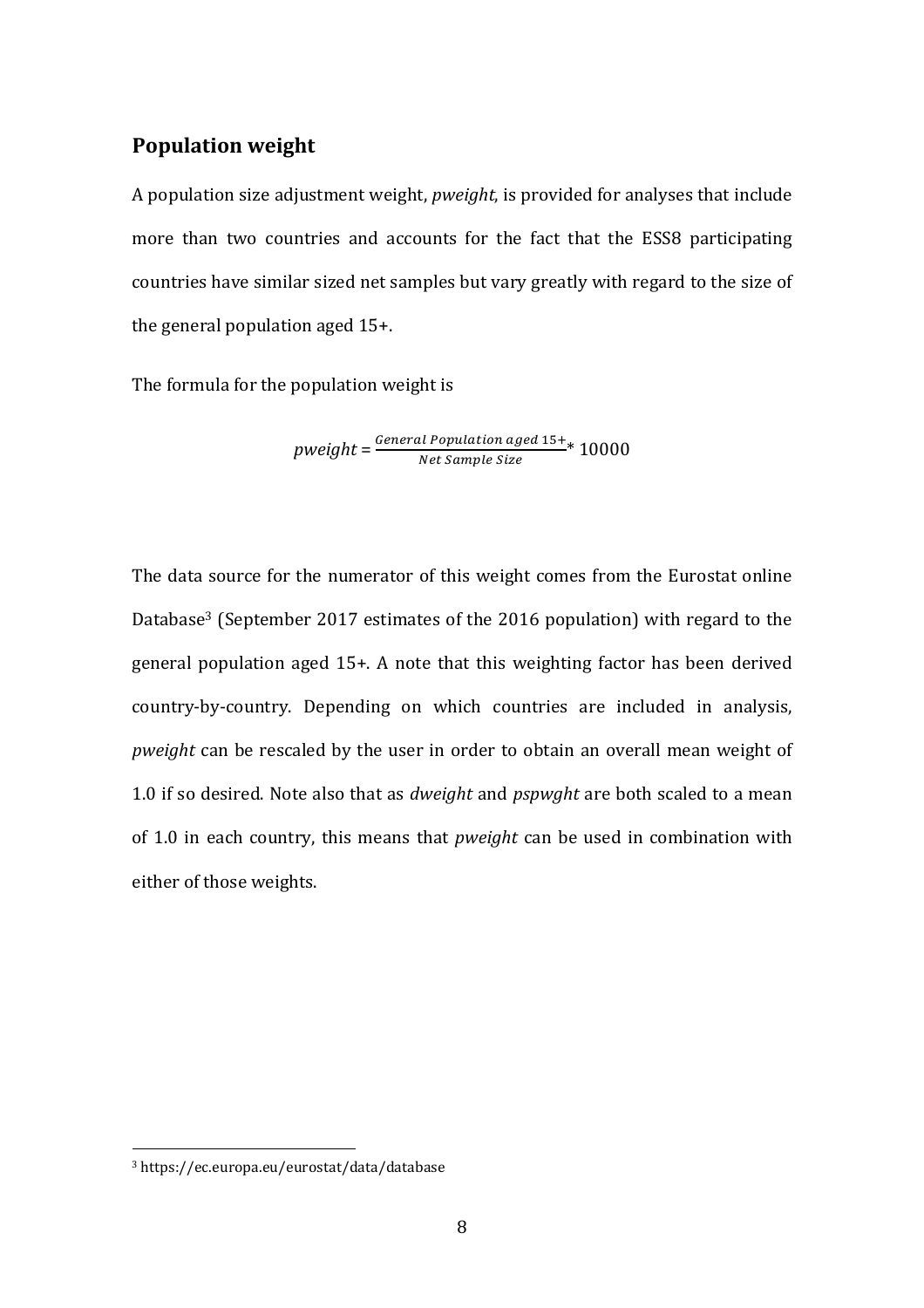## Population weight

A population size adjustment weight, *pweight*, is provided for analyses that include more than two countries and accounts for the fact that the ESS8 participating countries have similar sized net samples but vary greatly with regard to the size of the general population aged 15+.

The formula for the population weight is

$$pweight = \frac{General\ Population\ aged\ 15+}{Net\ Sample\ Size} * 10000$$

The data source for the numerator of this weight comes from the Eurostat online Database[3] (September 2017 estimates of the 2016 population) with regard to the general population aged 15+. A note that this weighting factor has been derived country-by-country. Depending on which countries are included in analysis, *pweight* can be rescaled by the user in order to obtain an overall mean weight of 1.0 if so desired. Note also that as *dweight* and *pspwght* are both scaled to a mean of 1.0 in each country, this means that *pweight* can be used in combination with either of those weights.

[3] https://ec.europa.eu/eurostat/data/database